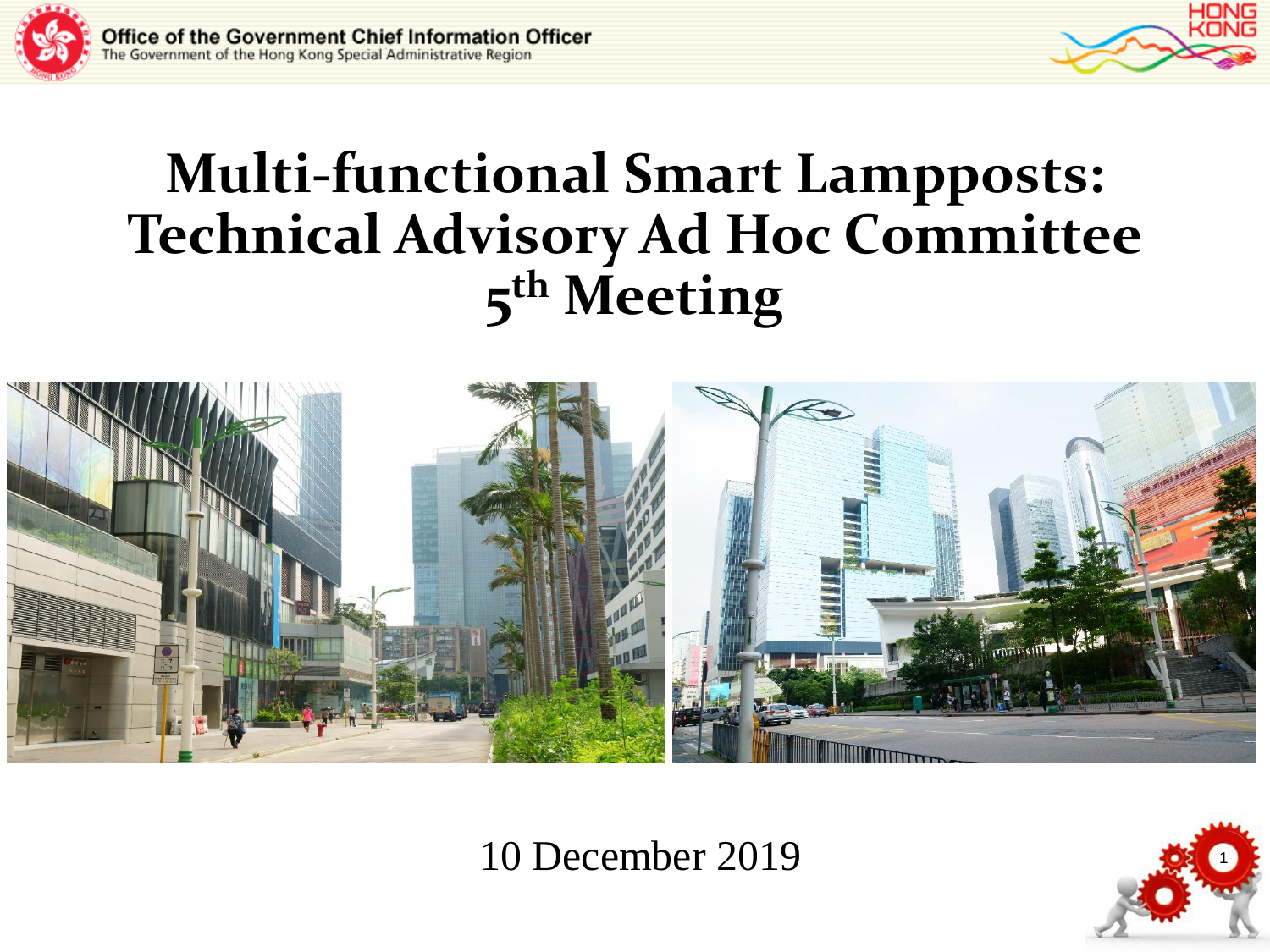# Multi-functional Smart Lampposts: Technical Advisory Ad Hoc Committee 5th Meeting

10 December 2019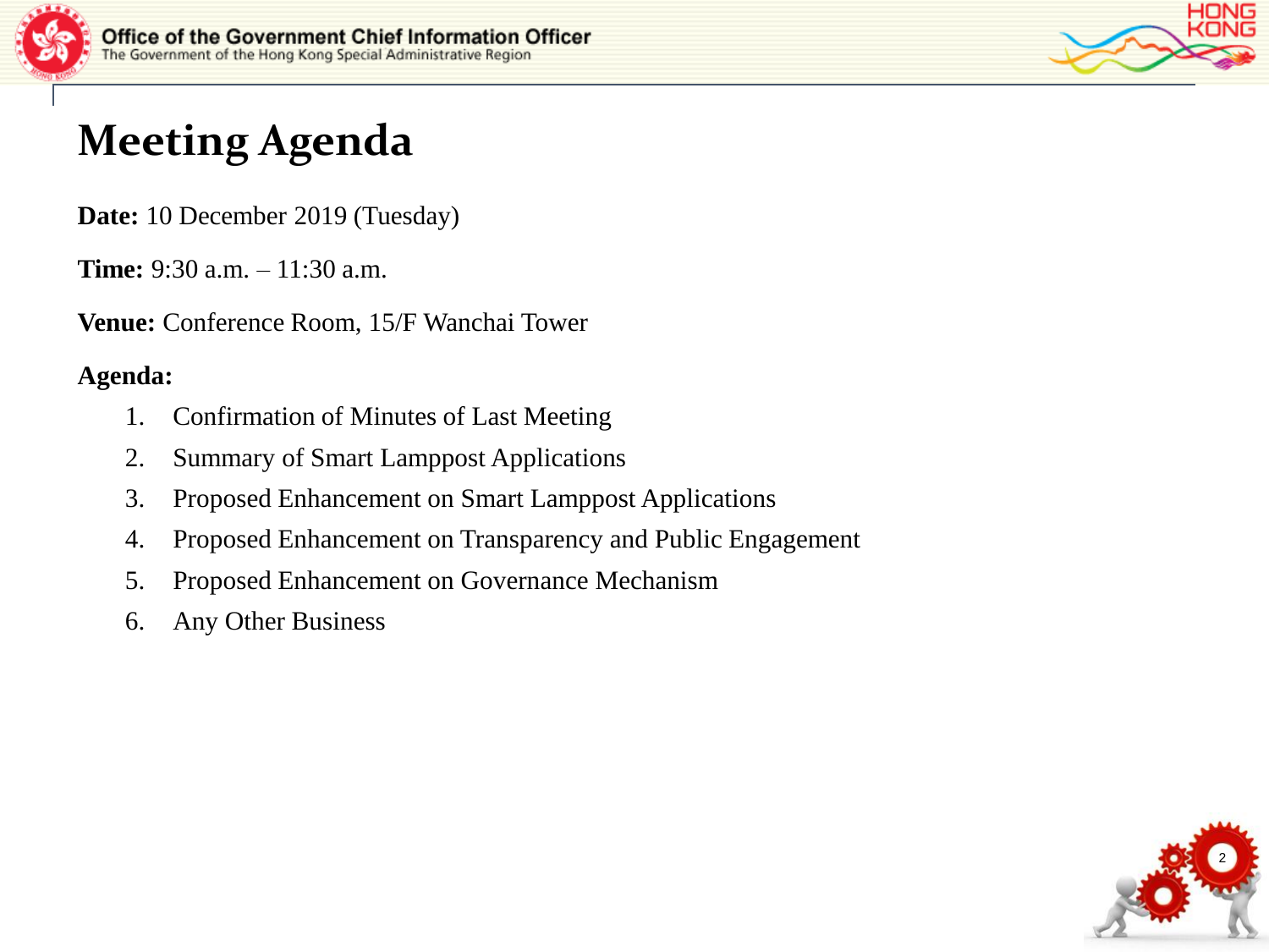# Meeting Agenda

**Date:** 10 December 2019 (Tuesday)

**Time:** 9:30 a.m. – 11:30 a.m.

**Venue:** Conference Room, 15/F Wanchai Tower

**Agenda:**

1. Confirmation of Minutes of Last Meeting
2. Summary of Smart Lamppost Applications
3. Proposed Enhancement on Smart Lamppost Applications
4. Proposed Enhancement on Transparency and Public Engagement
5. Proposed Enhancement on Governance Mechanism
6. Any Other Business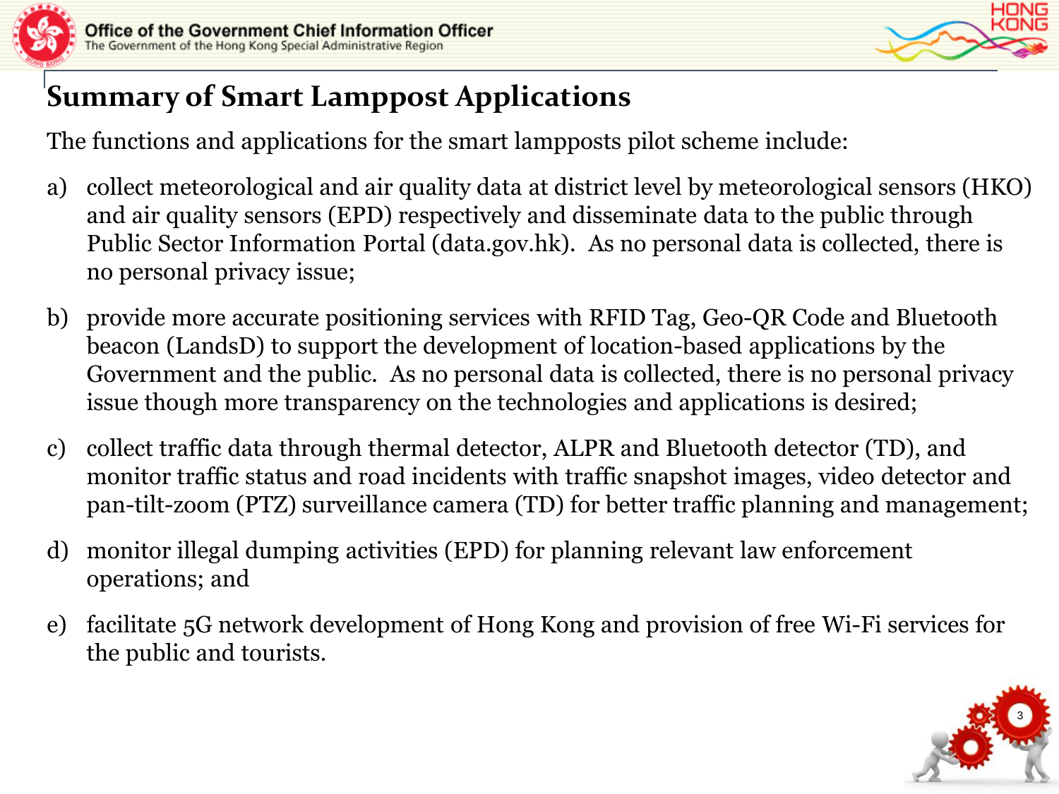# Summary of Smart Lamppost Applications

The functions and applications for the smart lampposts pilot scheme include:

a) collect meteorological and air quality data at district level by meteorological sensors (HKO) and air quality sensors (EPD) respectively and disseminate data to the public through Public Sector Information Portal (data.gov.hk). As no personal data is collected, there is no personal privacy issue;

b) provide more accurate positioning services with RFID Tag, Geo-QR Code and Bluetooth beacon (LandsD) to support the development of location-based applications by the Government and the public. As no personal data is collected, there is no personal privacy issue though more transparency on the technologies and applications is desired;

c) collect traffic data through thermal detector, ALPR and Bluetooth detector (TD), and monitor traffic status and road incidents with traffic snapshot images, video detector and pan-tilt-zoom (PTZ) surveillance camera (TD) for better traffic planning and management;

d) monitor illegal dumping activities (EPD) for planning relevant law enforcement operations; and

e) facilitate 5G network development of Hong Kong and provision of free Wi-Fi services for the public and tourists.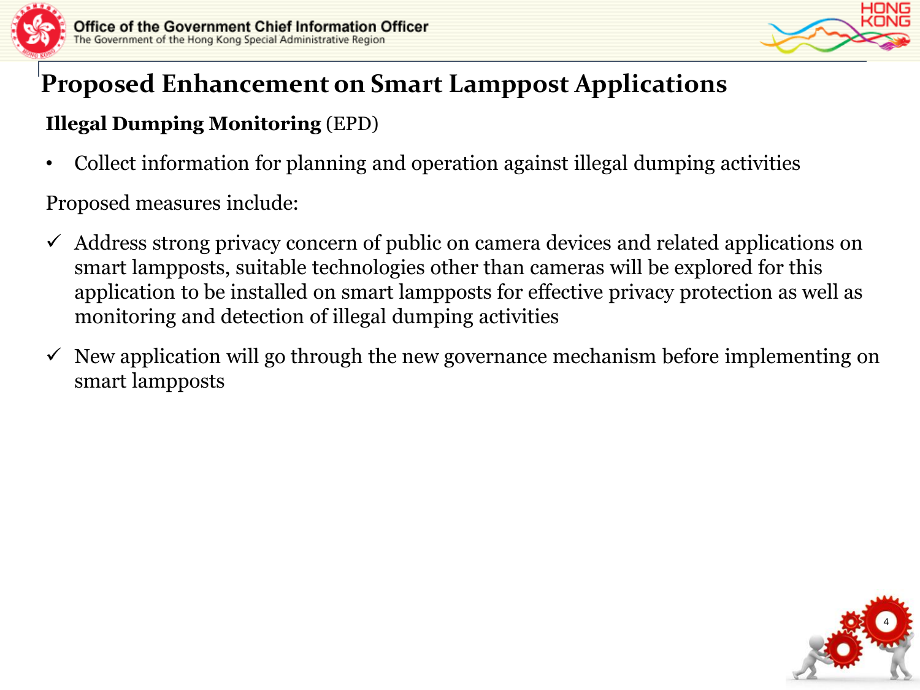# Proposed Enhancement on Smart Lamppost Applications

**Illegal Dumping Monitoring** (EPD)

- Collect information for planning and operation against illegal dumping activities

Proposed measures include:

- ✓ Address strong privacy concern of public on camera devices and related applications on smart lampposts, suitable technologies other than cameras will be explored for this application to be installed on smart lampposts for effective privacy protection as well as monitoring and detection of illegal dumping activities
- ✓ New application will go through the new governance mechanism before implementing on smart lampposts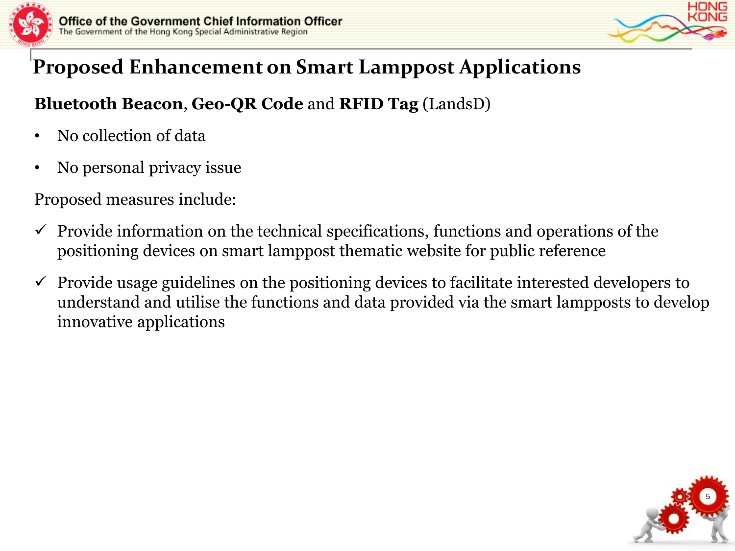# Proposed Enhancement on Smart Lamppost Applications

**Bluetooth Beacon**, **Geo-QR Code** and **RFID Tag** (LandsD)

- No collection of data
- No personal privacy issue

Proposed measures include:

- ✓ Provide information on the technical specifications, functions and operations of the positioning devices on smart lamppost thematic website for public reference
- ✓ Provide usage guidelines on the positioning devices to facilitate interested developers to understand and utilise the functions and data provided via the smart lampposts to develop innovative applications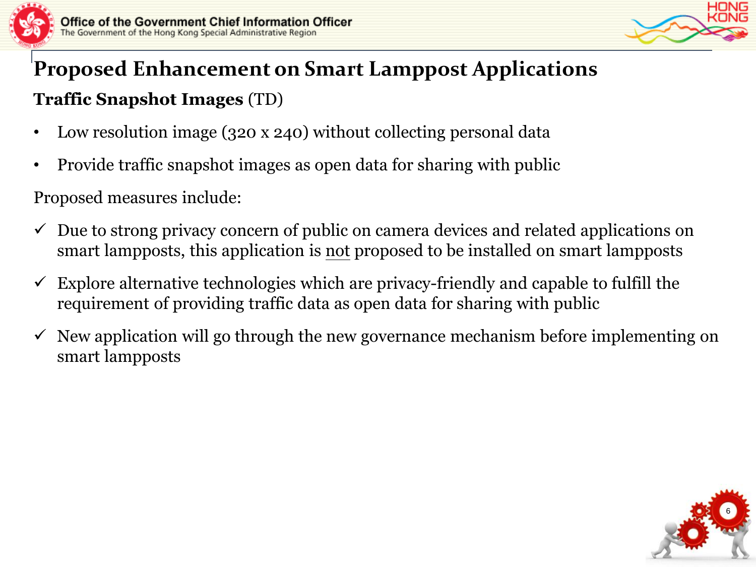# Proposed Enhancement on Smart Lamppost Applications

**Traffic Snapshot Images** (TD)

- Low resolution image (320 x 240) without collecting personal data
- Provide traffic snapshot images as open data for sharing with public

Proposed measures include:

- ✓ Due to strong privacy concern of public on camera devices and related applications on smart lampposts, this application is <u>not</u> proposed to be installed on smart lampposts
- ✓ Explore alternative technologies which are privacy-friendly and capable to fulfill the requirement of providing traffic data as open data for sharing with public
- ✓ New application will go through the new governance mechanism before implementing on smart lampposts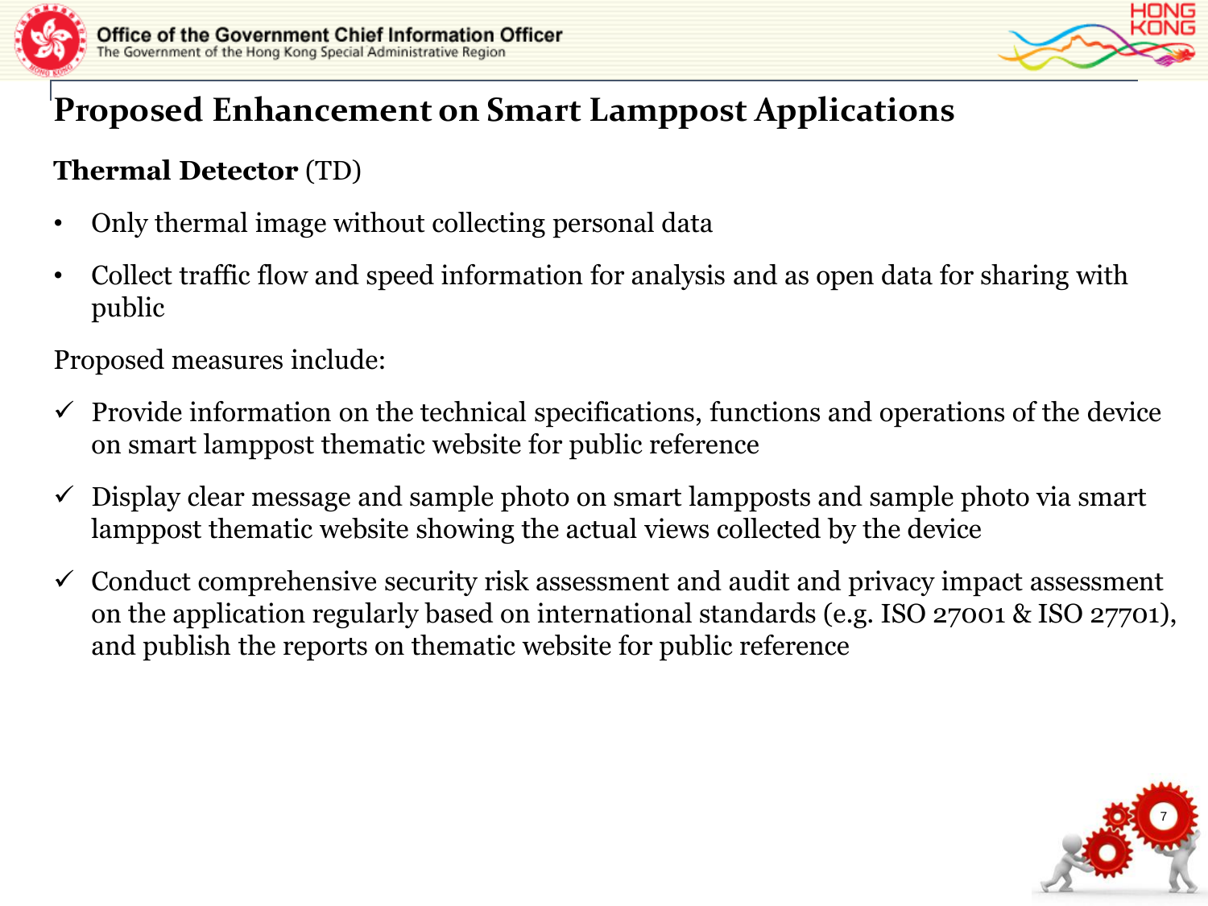# Proposed Enhancement on Smart Lamppost Applications

**Thermal Detector** (TD)

- Only thermal image without collecting personal data
- Collect traffic flow and speed information for analysis and as open data for sharing with public

Proposed measures include:

- ✓ Provide information on the technical specifications, functions and operations of the device on smart lamppost thematic website for public reference
- ✓ Display clear message and sample photo on smart lampposts and sample photo via smart lamppost thematic website showing the actual views collected by the device
- ✓ Conduct comprehensive security risk assessment and audit and privacy impact assessment on the application regularly based on international standards (e.g. ISO 27001 & ISO 27701), and publish the reports on thematic website for public reference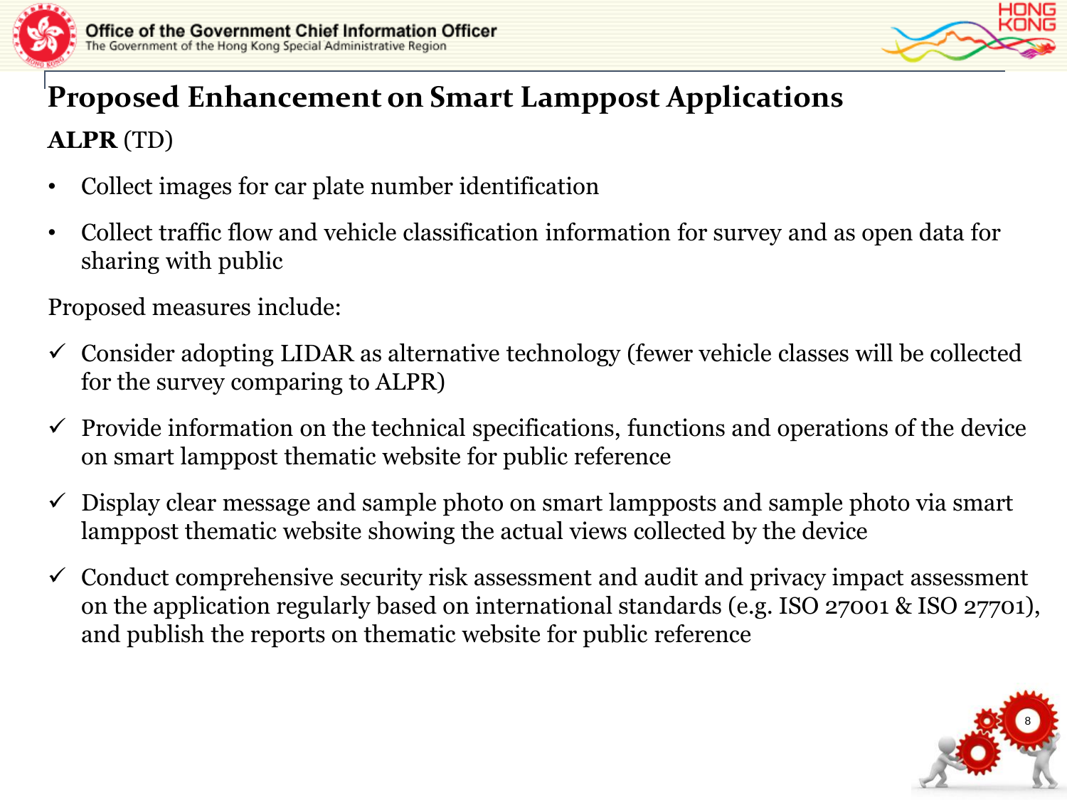# Proposed Enhancement on Smart Lamppost Applications

**ALPR** (TD)

- Collect images for car plate number identification
- Collect traffic flow and vehicle classification information for survey and as open data for sharing with public

Proposed measures include:

- ✓ Consider adopting LIDAR as alternative technology (fewer vehicle classes will be collected for the survey comparing to ALPR)
- ✓ Provide information on the technical specifications, functions and operations of the device on smart lamppost thematic website for public reference
- ✓ Display clear message and sample photo on smart lampposts and sample photo via smart lamppost thematic website showing the actual views collected by the device
- ✓ Conduct comprehensive security risk assessment and audit and privacy impact assessment on the application regularly based on international standards (e.g. ISO 27001 & ISO 27701), and publish the reports on thematic website for public reference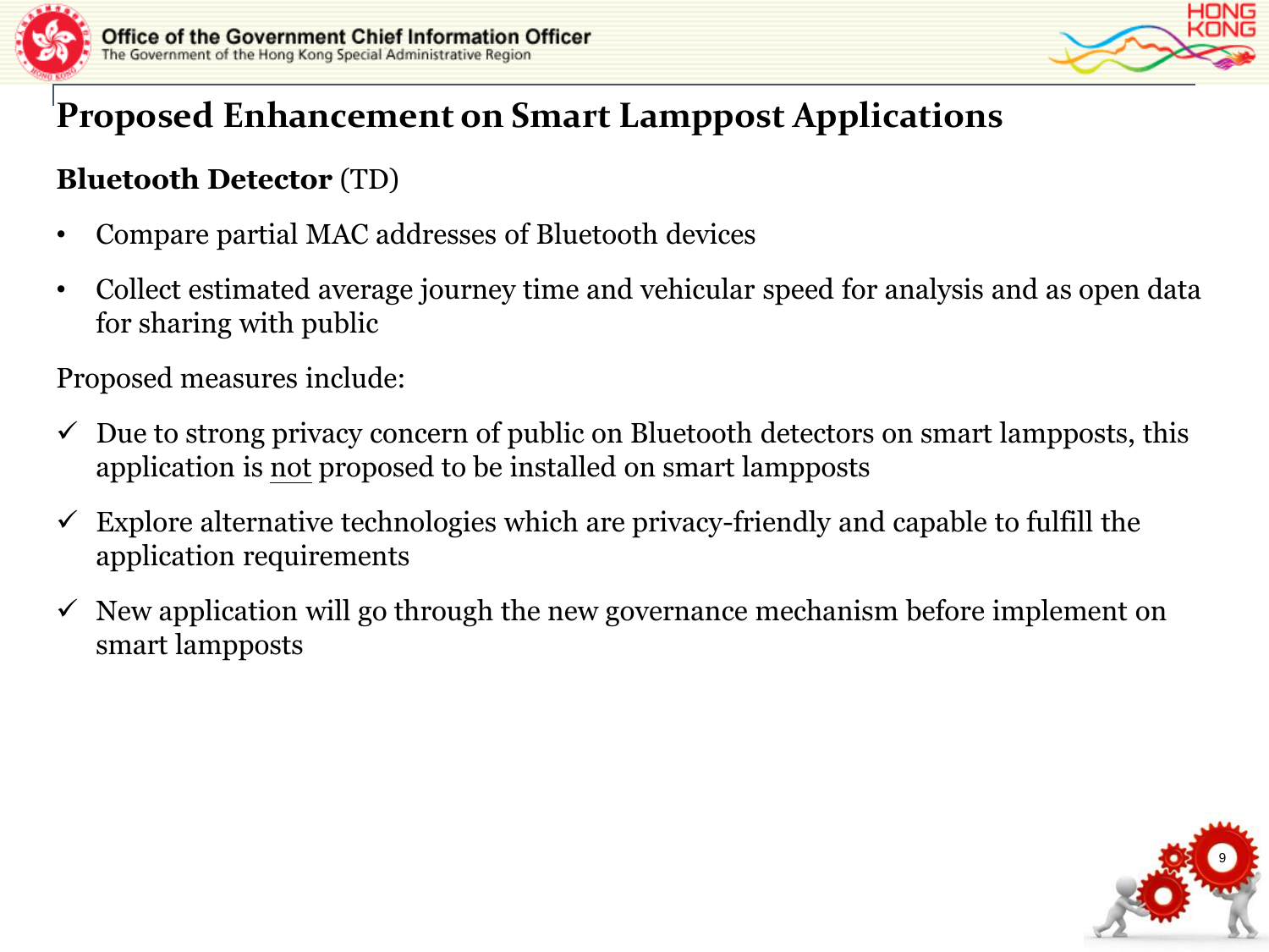# Proposed Enhancement on Smart Lamppost Applications

**Bluetooth Detector** (TD)

- Compare partial MAC addresses of Bluetooth devices
- Collect estimated average journey time and vehicular speed for analysis and as open data for sharing with public

Proposed measures include:

- ✓ Due to strong privacy concern of public on Bluetooth detectors on smart lampposts, this application is <u>not</u> proposed to be installed on smart lampposts
- ✓ Explore alternative technologies which are privacy-friendly and capable to fulfill the application requirements
- ✓ New application will go through the new governance mechanism before implement on smart lampposts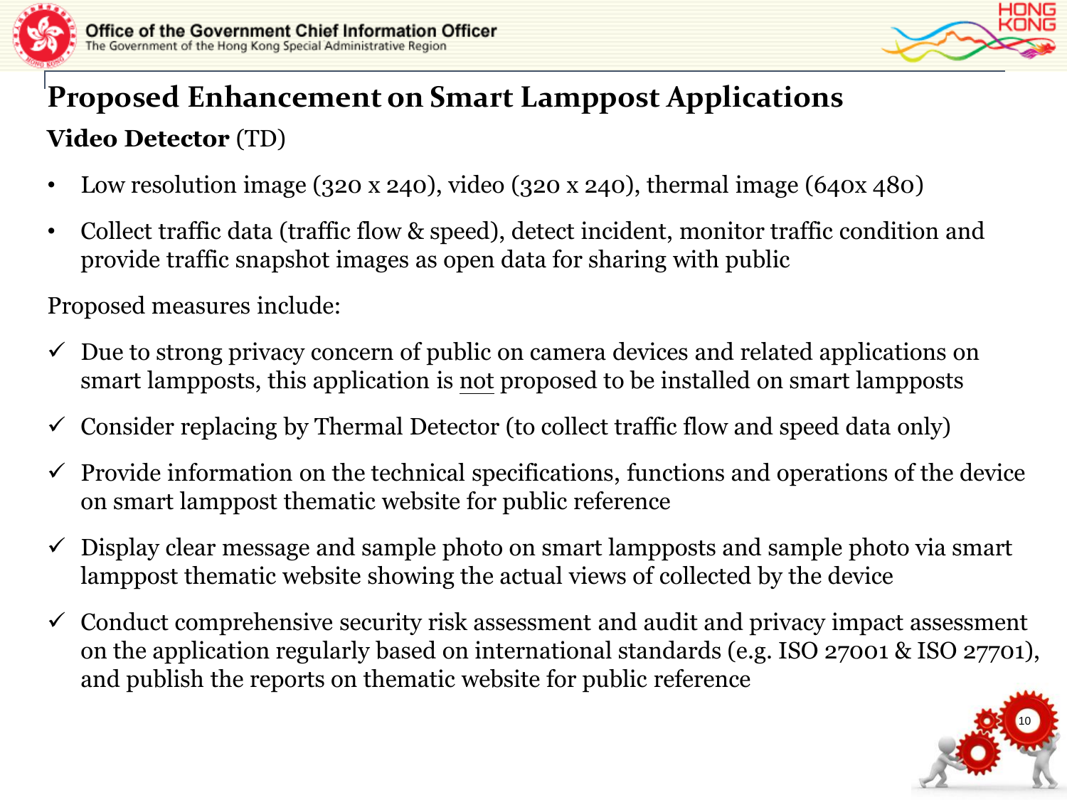# Proposed Enhancement on Smart Lamppost Applications

**Video Detector** (TD)

- Low resolution image (320 x 240), video (320 x 240), thermal image (640x 480)
- Collect traffic data (traffic flow & speed), detect incident, monitor traffic condition and provide traffic snapshot images as open data for sharing with public

Proposed measures include:

- ✓ Due to strong privacy concern of public on camera devices and related applications on smart lampposts, this application is not proposed to be installed on smart lampposts
- ✓ Consider replacing by Thermal Detector (to collect traffic flow and speed data only)
- ✓ Provide information on the technical specifications, functions and operations of the device on smart lamppost thematic website for public reference
- ✓ Display clear message and sample photo on smart lampposts and sample photo via smart lamppost thematic website showing the actual views of collected by the device
- ✓ Conduct comprehensive security risk assessment and audit and privacy impact assessment on the application regularly based on international standards (e.g. ISO 27001 & ISO 27701), and publish the reports on thematic website for public reference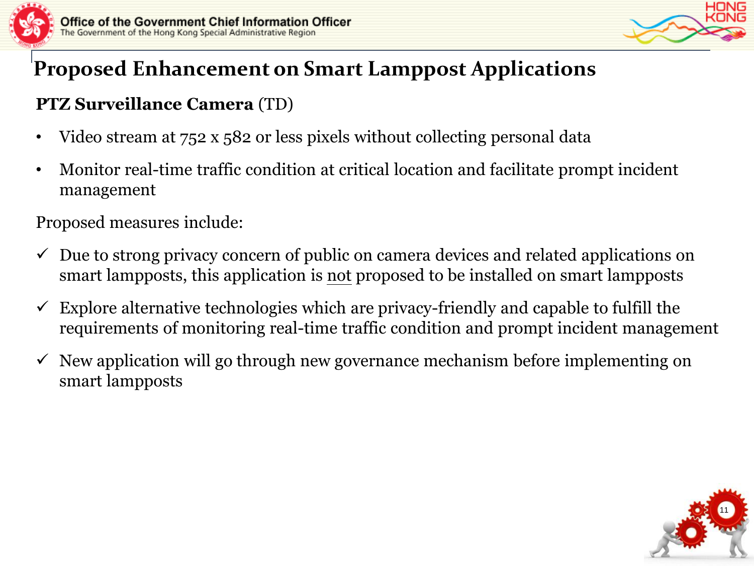# Proposed Enhancement on Smart Lamppost Applications

**PTZ Surveillance Camera** (TD)

- Video stream at 752 x 582 or less pixels without collecting personal data
- Monitor real-time traffic condition at critical location and facilitate prompt incident management

Proposed measures include:

- ✓ Due to strong privacy concern of public on camera devices and related applications on smart lampposts, this application is not proposed to be installed on smart lampposts
- ✓ Explore alternative technologies which are privacy-friendly and capable to fulfill the requirements of monitoring real-time traffic condition and prompt incident management
- ✓ New application will go through new governance mechanism before implementing on smart lampposts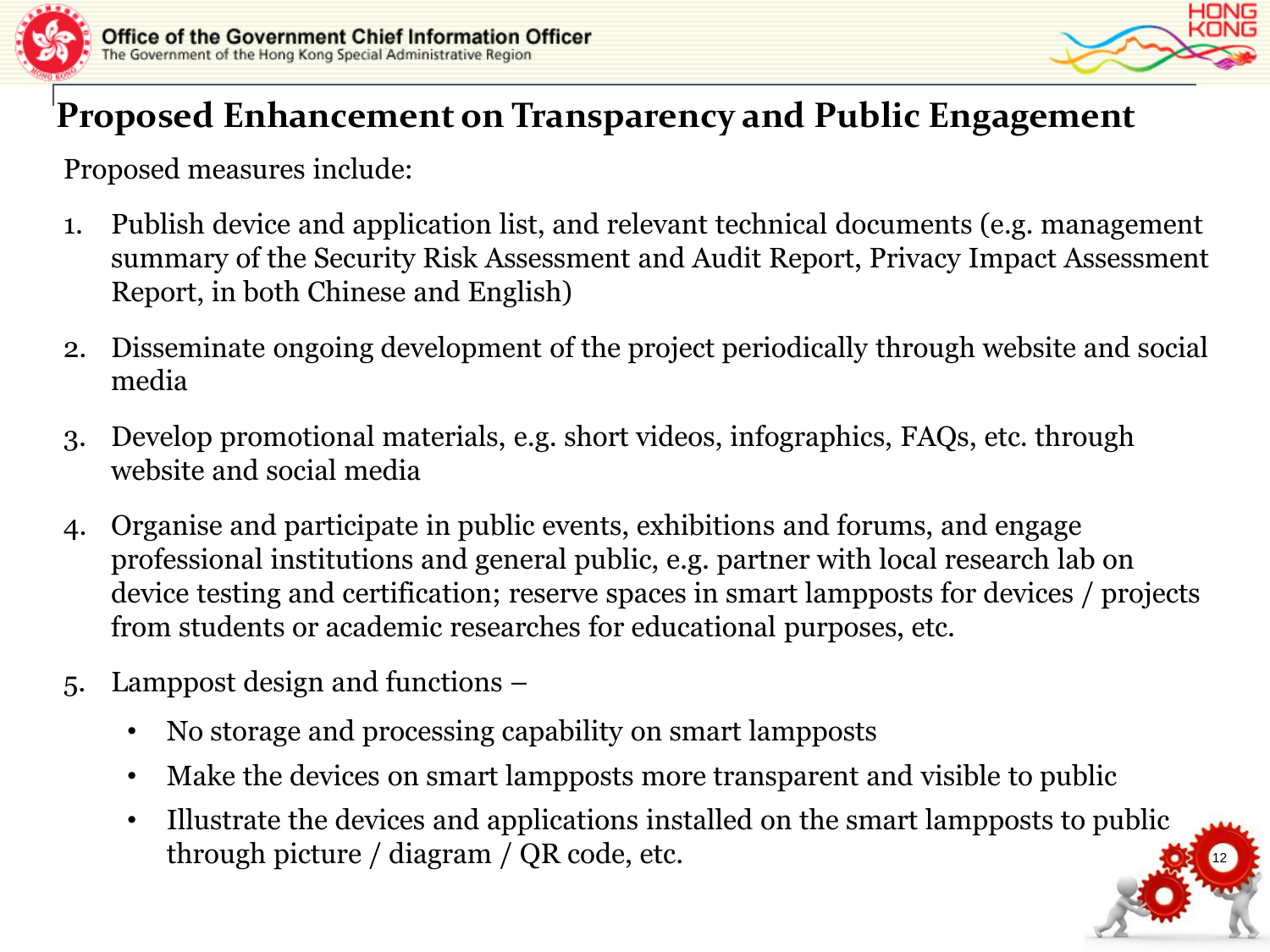# Proposed Enhancement on Transparency and Public Engagement

Proposed measures include:

1. Publish device and application list, and relevant technical documents (e.g. management summary of the Security Risk Assessment and Audit Report, Privacy Impact Assessment Report, in both Chinese and English)

2. Disseminate ongoing development of the project periodically through website and social media

3. Develop promotional materials, e.g. short videos, infographics, FAQs, etc. through website and social media

4. Organise and participate in public events, exhibitions and forums, and engage professional institutions and general public, e.g. partner with local research lab on device testing and certification; reserve spaces in smart lampposts for devices / projects from students or academic researches for educational purposes, etc.

5. Lamppost design and functions –
   - No storage and processing capability on smart lampposts
   - Make the devices on smart lampposts more transparent and visible to public
   - Illustrate the devices and applications installed on the smart lampposts to public through picture / diagram / QR code, etc.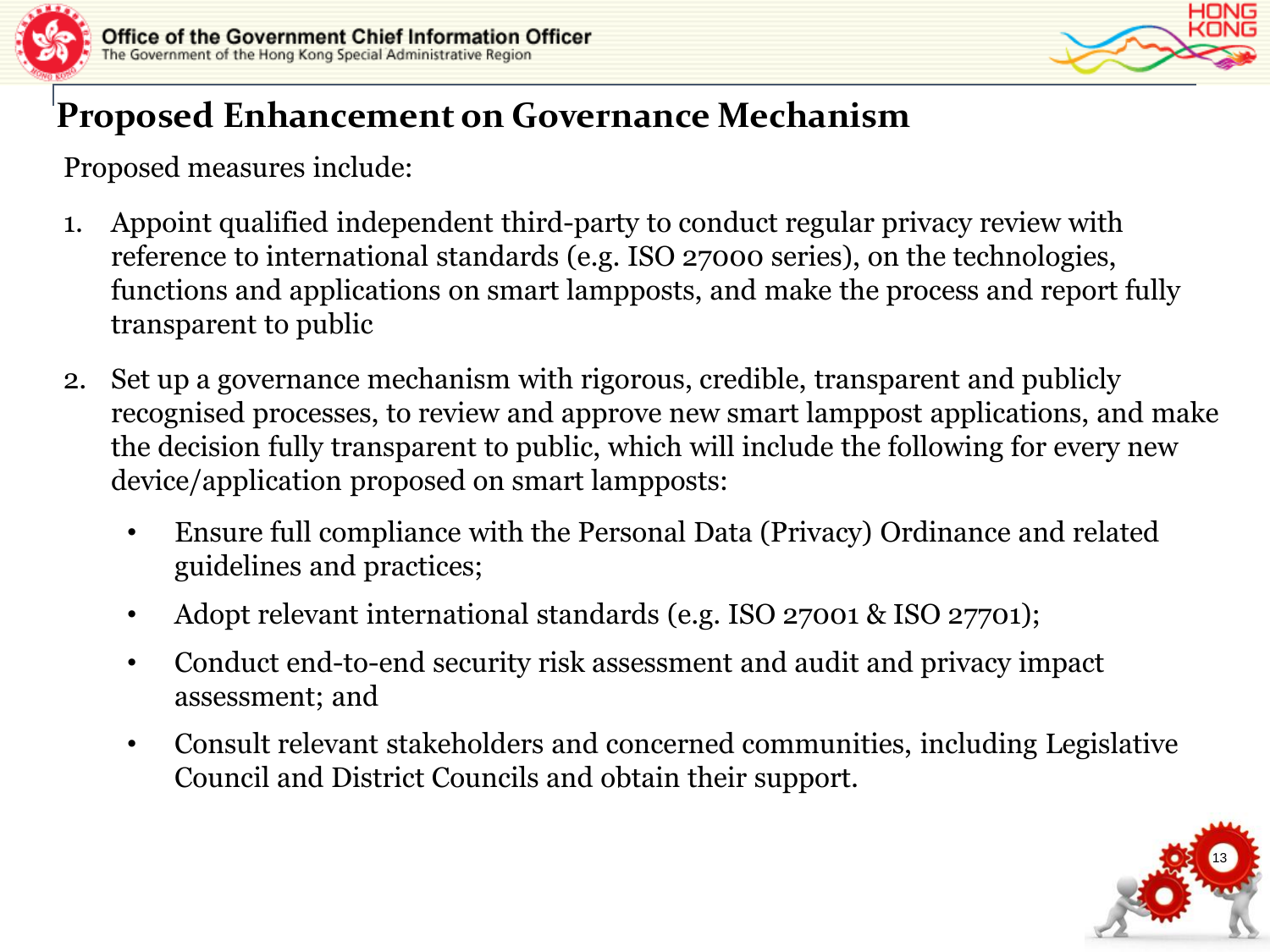# Proposed Enhancement on Governance Mechanism

Proposed measures include:

1. Appoint qualified independent third-party to conduct regular privacy review with reference to international standards (e.g. ISO 27000 series), on the technologies, functions and applications on smart lampposts, and make the process and report fully transparent to public

2. Set up a governance mechanism with rigorous, credible, transparent and publicly recognised processes, to review and approve new smart lamppost applications, and make the decision fully transparent to public, which will include the following for every new device/application proposed on smart lampposts:

   - Ensure full compliance with the Personal Data (Privacy) Ordinance and related guidelines and practices;
   - Adopt relevant international standards (e.g. ISO 27001 & ISO 27701);
   - Conduct end-to-end security risk assessment and audit and privacy impact assessment; and
   - Consult relevant stakeholders and concerned communities, including Legislative Council and District Councils and obtain their support.